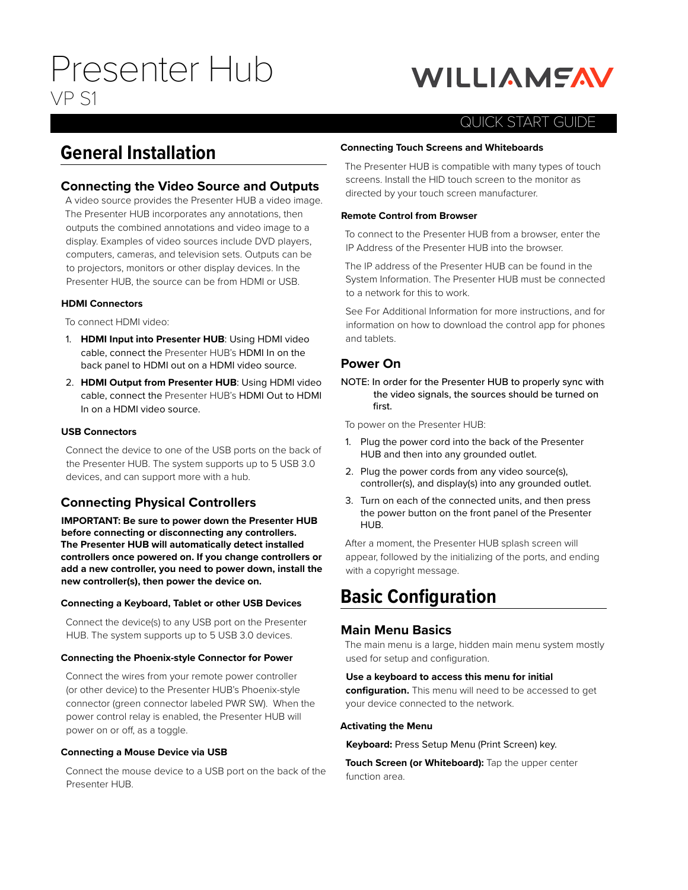# Presenter Hub

VP S1

WILLIAMSAV

QUICK START GUIDE

## General Installation

### Connecting the Video Source and Outputs

A video source provides the Presenter HUB a video image. The Presenter HUB incorporates any annotations, then outputs the combined annotations and video image to a display. Examples of video sources include DVD players, computers, cameras, and television sets. Outputs can be to projectors, monitors or other display devices. In the Presenter HUB, the source can be from HDMI or USB.

#### HDMI Connectors

To connect HDMI video:

1. **HDMI Input into Presenter HUB**: Using HDMI video cable, connect the Presenter HUB's HDMI In on the back panel to HDMI out on a HDMI video source.
2. **HDMI Output from Presenter HUB**: Using HDMI video cable, connect the Presenter HUB's HDMI Out to HDMI In on a HDMI video source.

#### USB Connectors

Connect the device to one of the USB ports on the back of the Presenter HUB. The system supports up to 5 USB 3.0 devices, and can support more with a hub.

### Connecting Physical Controllers

**IMPORTANT: Be sure to power down the Presenter HUB before connecting or disconnecting any controllers. The Presenter HUB will automatically detect installed controllers once powered on. If you change controllers or add a new controller, you need to power down, install the new controller(s), then power the device on.**

#### Connecting a Keyboard, Tablet or other USB Devices

Connect the device(s) to any USB port on the Presenter HUB. The system supports up to 5 USB 3.0 devices.

#### Connecting the Phoenix-style Connector for Power

Connect the wires from your remote power controller (or other device) to the Presenter HUB's Phoenix-style connector (green connector labeled PWR SW). When the power control relay is enabled, the Presenter HUB will power on or off, as a toggle.

#### Connecting a Mouse Device via USB

Connect the mouse device to a USB port on the back of the Presenter HUB.

#### Connecting Touch Screens and Whiteboards

The Presenter HUB is compatible with many types of touch screens. Install the HID touch screen to the monitor as directed by your touch screen manufacturer.

#### Remote Control from Browser

To connect to the Presenter HUB from a browser, enter the IP Address of the Presenter HUB into the browser.

The IP address of the Presenter HUB can be found in the System Information. The Presenter HUB must be connected to a network for this to work.

See For Additional Information for more instructions, and for information on how to download the control app for phones and tablets.

### Power On

NOTE: In order for the Presenter HUB to properly sync with the video signals, the sources should be turned on first.

To power on the Presenter HUB:

1. Plug the power cord into the back of the Presenter HUB and then into any grounded outlet.
2. Plug the power cords from any video source(s), controller(s), and display(s) into any grounded outlet.
3. Turn on each of the connected units, and then press the power button on the front panel of the Presenter HUB.

After a moment, the Presenter HUB splash screen will appear, followed by the initializing of the ports, and ending with a copyright message.

## Basic Configuration

### Main Menu Basics

The main menu is a large, hidden main menu system mostly used for setup and configuration.

**Use a keyboard to access this menu for initial configuration.** This menu will need to be accessed to get your device connected to the network.

#### Activating the Menu

**Keyboard:** Press Setup Menu (Print Screen) key.

**Touch Screen (or Whiteboard):** Tap the upper center function area.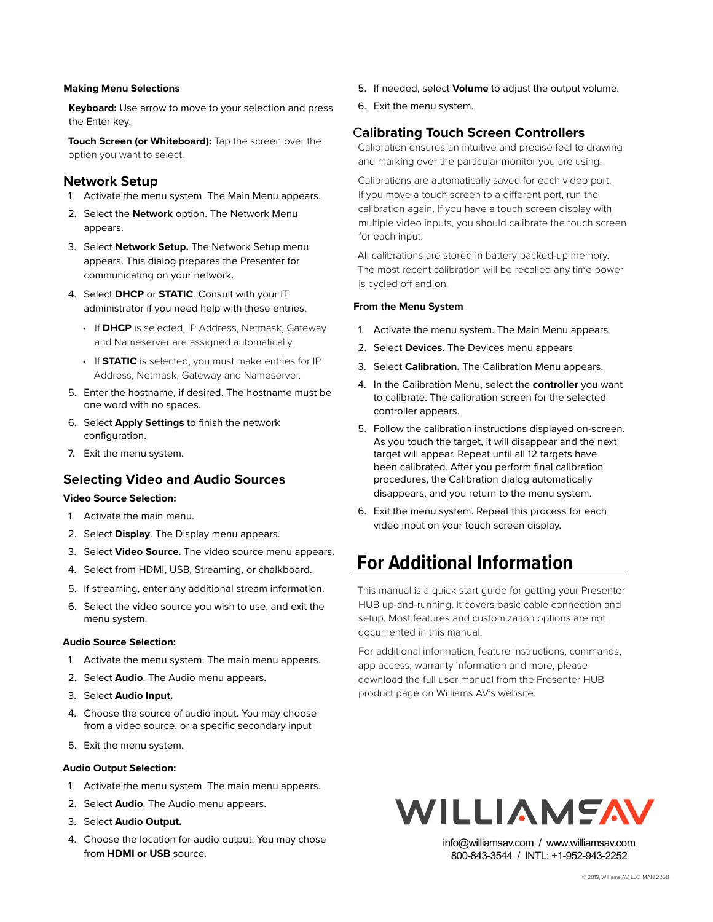#### Making Menu Selections

**Keyboard:** Use arrow to move to your selection and press the Enter key.

**Touch Screen (or Whiteboard):** Tap the screen over the option you want to select.

## Network Setup

1. Activate the menu system. The Main Menu appears.
2. Select the **Network** option. The Network Menu appears.
3. Select **Network Setup.** The Network Setup menu appears. This dialog prepares the Presenter for communicating on your network.
4. Select **DHCP** or **STATIC**. Consult with your IT administrator if you need help with these entries.
   - If **DHCP** is selected, IP Address, Netmask, Gateway and Nameserver are assigned automatically.
   - If **STATIC** is selected, you must make entries for IP Address, Netmask, Gateway and Nameserver.
5. Enter the hostname, if desired. The hostname must be one word with no spaces.
6. Select **Apply Settings** to finish the network configuration.
7. Exit the menu system.

## Selecting Video and Audio Sources

#### Video Source Selection:

1. Activate the main menu.
2. Select **Display**. The Display menu appears.
3. Select **Video Source**. The video source menu appears.
4. Select from HDMI, USB, Streaming, or chalkboard.
5. If streaming, enter any additional stream information.
6. Select the video source you wish to use, and exit the menu system.

#### Audio Source Selection:

1. Activate the menu system. The main menu appears.
2. Select **Audio**. The Audio menu appears.
3. Select **Audio Input.**
4. Choose the source of audio input. You may choose from a video source, or a specific secondary input
5. Exit the menu system.

#### Audio Output Selection:

1. Activate the menu system. The main menu appears.
2. Select **Audio**. The Audio menu appears.
3. Select **Audio Output.**
4. Choose the location for audio output. You may chose from **HDMI or USB** source.
5. If needed, select **Volume** to adjust the output volume.
6. Exit the menu system.

## Calibrating Touch Screen Controllers

Calibration ensures an intuitive and precise feel to drawing and marking over the particular monitor you are using.

Calibrations are automatically saved for each video port. If you move a touch screen to a different port, run the calibration again. If you have a touch screen display with multiple video inputs, you should calibrate the touch screen for each input.

All calibrations are stored in battery backed-up memory. The most recent calibration will be recalled any time power is cycled off and on.

#### From the Menu System

1. Activate the menu system. The Main Menu appears.
2. Select **Devices**. The Devices menu appears
3. Select **Calibration.** The Calibration Menu appears.
4. In the Calibration Menu, select the **controller** you want to calibrate. The calibration screen for the selected controller appears.
5. Follow the calibration instructions displayed on-screen. As you touch the target, it will disappear and the next target will appear. Repeat until all 12 targets have been calibrated. After you perform final calibration procedures, the Calibration dialog automatically disappears, and you return to the menu system.
6. Exit the menu system. Repeat this process for each video input on your touch screen display.

# For Additional Information

This manual is a quick start guide for getting your Presenter HUB up-and-running. It covers basic cable connection and setup. Most features and customization options are not documented in this manual.

For additional information, feature instructions, commands, app access, warranty information and more, please download the full user manual from the Presenter HUB product page on Williams AV's website.

WILLIAMS AV

info@williamsav.com / www.williamsav.com
800-843-3544 / INTL: +1-952-943-2252

© 2019, Williams AV, LLC MAN 225B